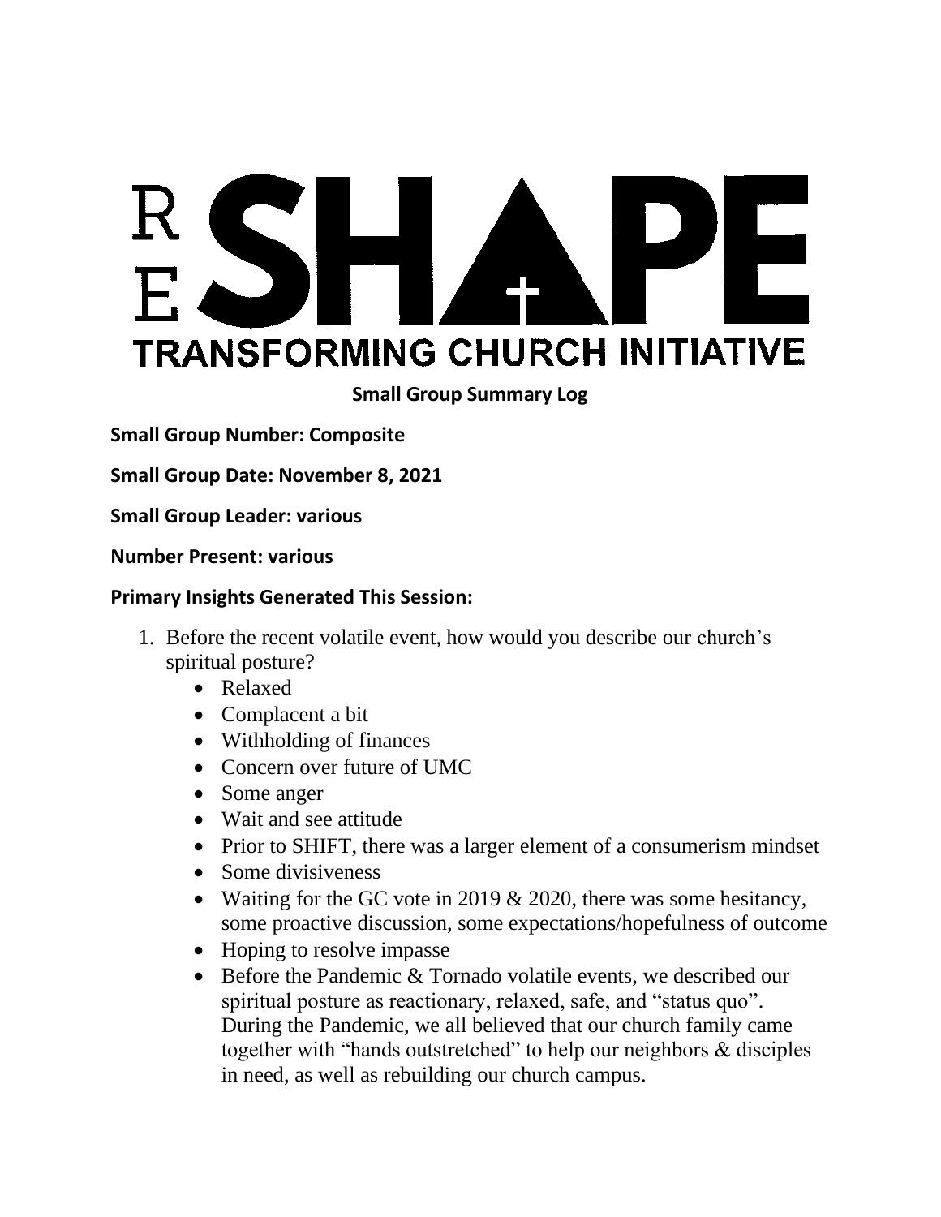# RESHAPE

## TRANSFORMING CHURCH INITIATIVE

**Small Group Summary Log**

**Small Group Number: Composite**

**Small Group Date: November 8, 2021**

**Small Group Leader: various**

**Number Present: various**

**Primary Insights Generated This Session:**

1. Before the recent volatile event, how would you describe our church's spiritual posture?
   - Relaxed
   - Complacent a bit
   - Withholding of finances
   - Concern over future of UMC
   - Some anger
   - Wait and see attitude
   - Prior to SHIFT, there was a larger element of a consumerism mindset
   - Some divisiveness
   - Waiting for the GC vote in 2019 & 2020, there was some hesitancy, some proactive discussion, some expectations/hopefulness of outcome
   - Hoping to resolve impasse
   - Before the Pandemic & Tornado volatile events, we described our spiritual posture as reactionary, relaxed, safe, and "status quo". During the Pandemic, we all believed that our church family came together with "hands outstretched" to help our neighbors & disciples in need, as well as rebuilding our church campus.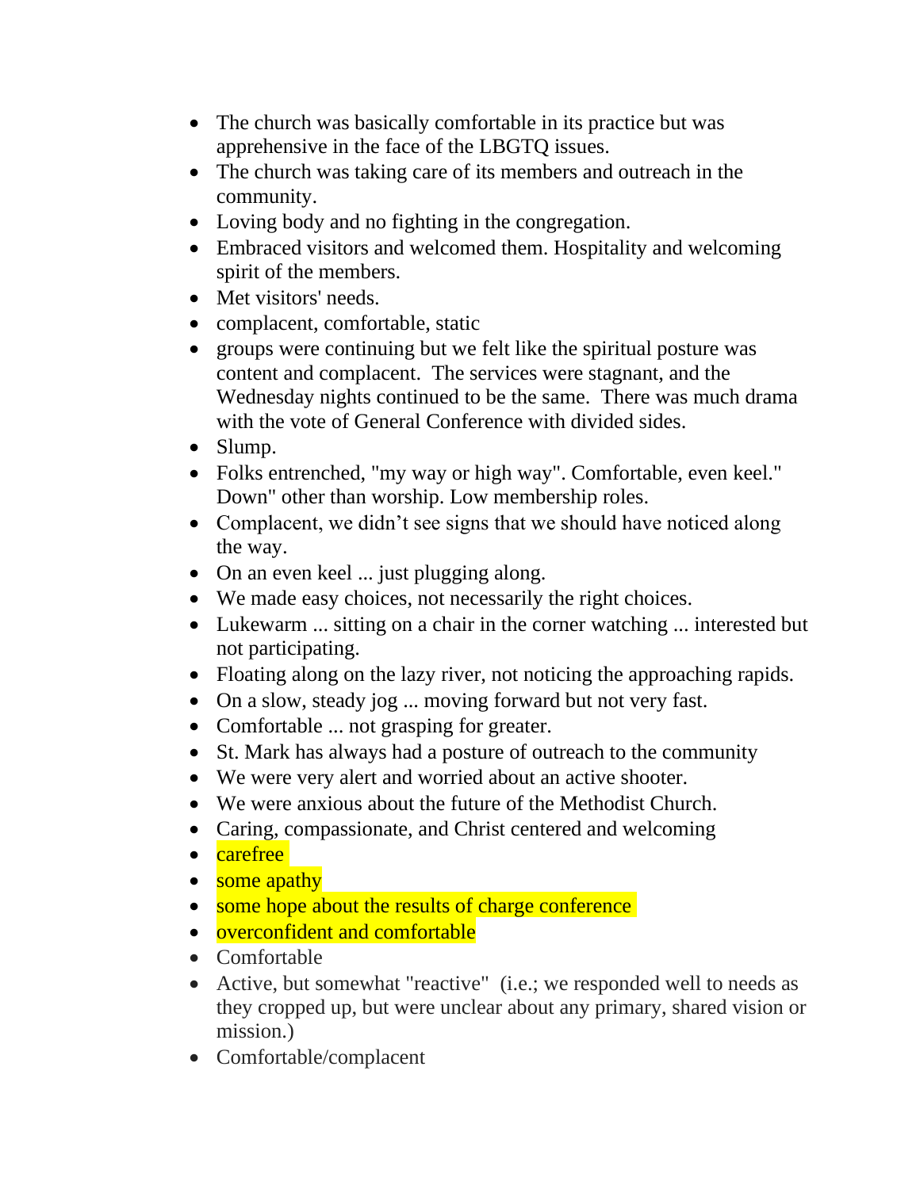- The church was basically comfortable in its practice but was apprehensive in the face of the LBGTQ issues.
- The church was taking care of its members and outreach in the community.
- Loving body and no fighting in the congregation.
- Embraced visitors and welcomed them. Hospitality and welcoming spirit of the members.
- Met visitors' needs.
- complacent, comfortable, static
- groups were continuing but we felt like the spiritual posture was content and complacent. The services were stagnant, and the Wednesday nights continued to be the same. There was much drama with the vote of General Conference with divided sides.
- Slump.
- Folks entrenched, "my way or high way". Comfortable, even keel." Down" other than worship. Low membership roles.
- Complacent, we didn't see signs that we should have noticed along the way.
- On an even keel ... just plugging along.
- We made easy choices, not necessarily the right choices.
- Lukewarm ... sitting on a chair in the corner watching ... interested but not participating.
- Floating along on the lazy river, not noticing the approaching rapids.
- On a slow, steady jog ... moving forward but not very fast.
- Comfortable ... not grasping for greater.
- St. Mark has always had a posture of outreach to the community
- We were very alert and worried about an active shooter.
- We were anxious about the future of the Methodist Church.
- Caring, compassionate, and Christ centered and welcoming
- carefree
- some apathy
- some hope about the results of charge conference
- overconfident and comfortable
- Comfortable
- Active, but somewhat "reactive" (i.e.; we responded well to needs as they cropped up, but were unclear about any primary, shared vision or mission.)
- Comfortable/complacent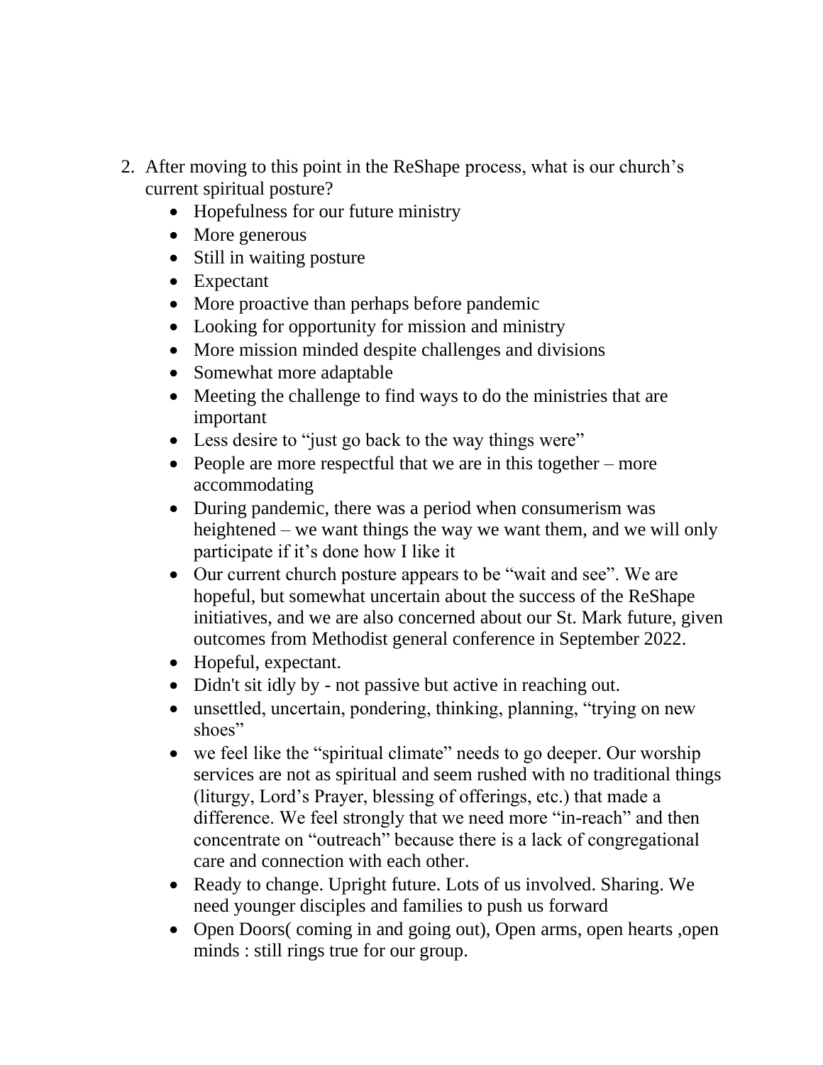2. After moving to this point in the ReShape process, what is our church's current spiritual posture?
    - Hopefulness for our future ministry
    - More generous
    - Still in waiting posture
    - Expectant
    - More proactive than perhaps before pandemic
    - Looking for opportunity for mission and ministry
    - More mission minded despite challenges and divisions
    - Somewhat more adaptable
    - Meeting the challenge to find ways to do the ministries that are important
    - Less desire to "just go back to the way things were"
    - People are more respectful that we are in this together – more accommodating
    - During pandemic, there was a period when consumerism was heightened – we want things the way we want them, and we will only participate if it's done how I like it
    - Our current church posture appears to be "wait and see". We are hopeful, but somewhat uncertain about the success of the ReShape initiatives, and we are also concerned about our St. Mark future, given outcomes from Methodist general conference in September 2022.
    - Hopeful, expectant.
    - Didn't sit idly by - not passive but active in reaching out.
    - unsettled, uncertain, pondering, thinking, planning, "trying on new shoes"
    - we feel like the "spiritual climate" needs to go deeper. Our worship services are not as spiritual and seem rushed with no traditional things (liturgy, Lord's Prayer, blessing of offerings, etc.) that made a difference. We feel strongly that we need more "in-reach" and then concentrate on "outreach" because there is a lack of congregational care and connection with each other.
    - Ready to change. Upright future. Lots of us involved. Sharing. We need younger disciples and families to push us forward
    - Open Doors( coming in and going out), Open arms, open hearts ,open minds : still rings true for our group.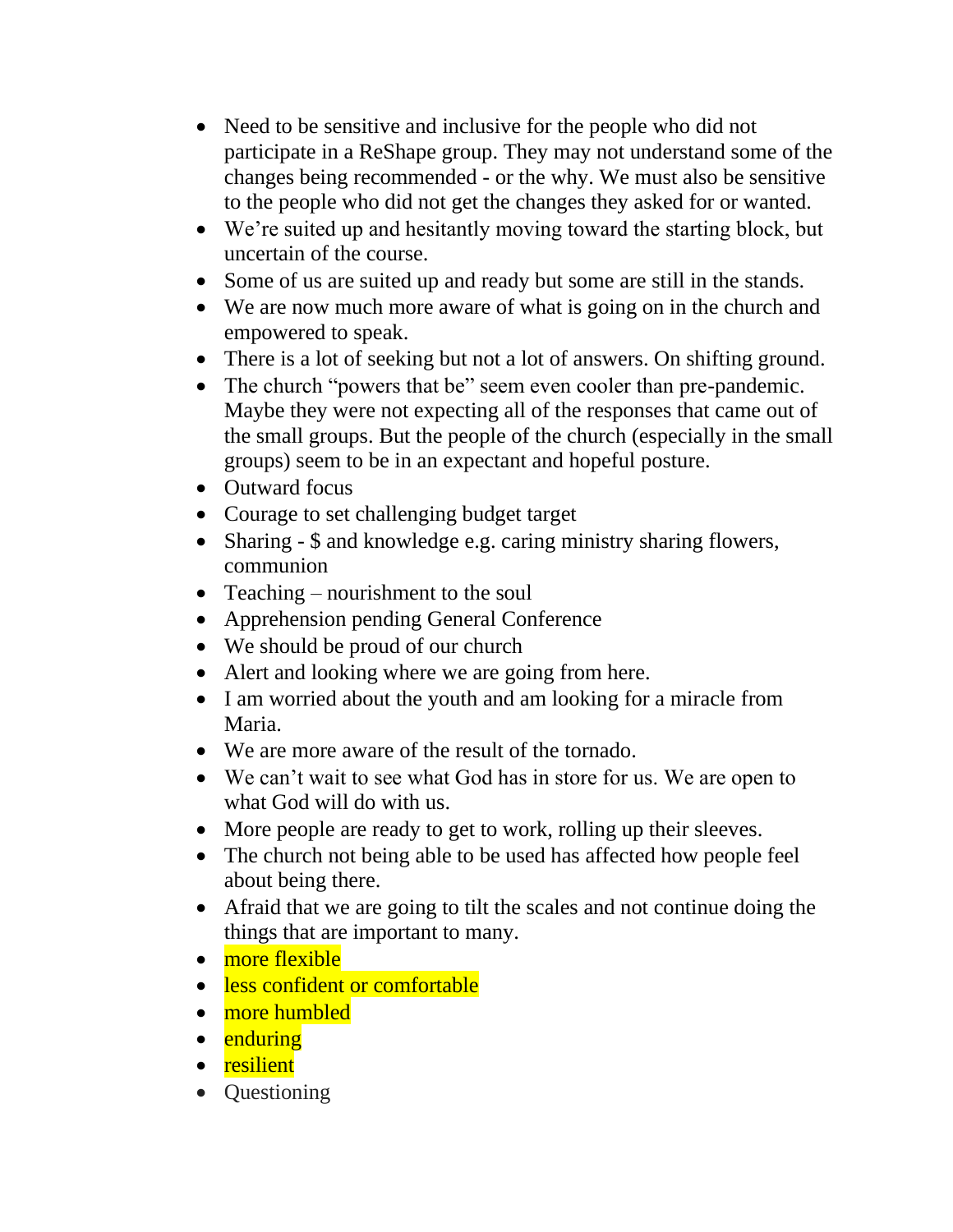- Need to be sensitive and inclusive for the people who did not participate in a ReShape group. They may not understand some of the changes being recommended - or the why. We must also be sensitive to the people who did not get the changes they asked for or wanted.
- We're suited up and hesitantly moving toward the starting block, but uncertain of the course.
- Some of us are suited up and ready but some are still in the stands.
- We are now much more aware of what is going on in the church and empowered to speak.
- There is a lot of seeking but not a lot of answers. On shifting ground.
- The church "powers that be" seem even cooler than pre-pandemic. Maybe they were not expecting all of the responses that came out of the small groups. But the people of the church (especially in the small groups) seem to be in an expectant and hopeful posture.
- Outward focus
- Courage to set challenging budget target
- Sharing - $ and knowledge e.g. caring ministry sharing flowers, communion
- Teaching – nourishment to the soul
- Apprehension pending General Conference
- We should be proud of our church
- Alert and looking where we are going from here.
- I am worried about the youth and am looking for a miracle from Maria.
- We are more aware of the result of the tornado.
- We can't wait to see what God has in store for us. We are open to what God will do with us.
- More people are ready to get to work, rolling up their sleeves.
- The church not being able to be used has affected how people feel about being there.
- Afraid that we are going to tilt the scales and not continue doing the things that are important to many.
- more flexible
- less confident or comfortable
- more humbled
- enduring
- resilient
- Questioning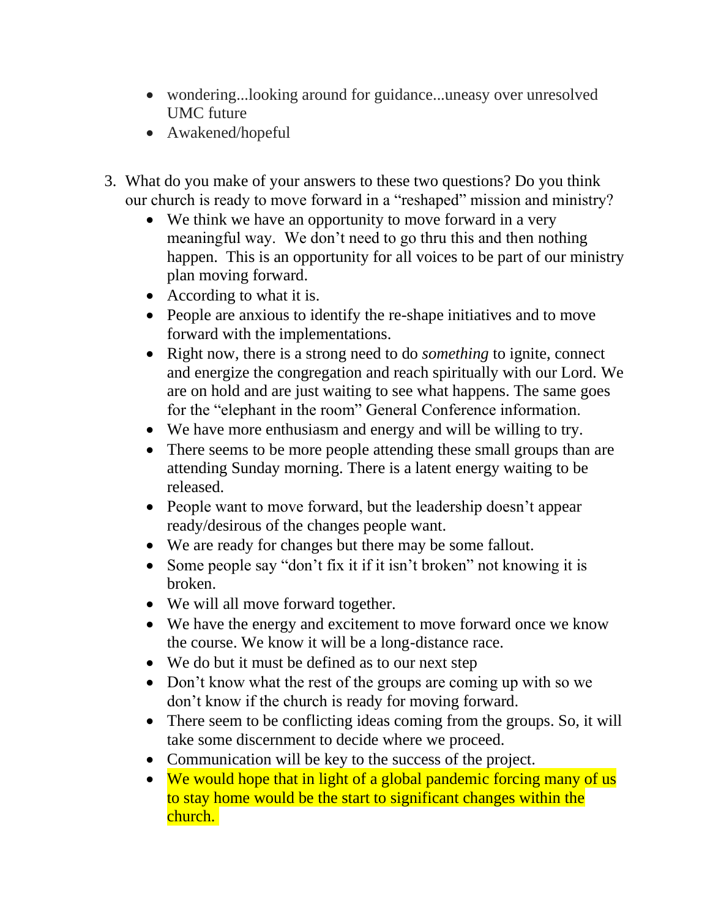- wondering...looking around for guidance...uneasy over unresolved UMC future
- Awakened/hopeful

3. What do you make of your answers to these two questions? Do you think our church is ready to move forward in a "reshaped" mission and ministry?
    - We think we have an opportunity to move forward in a very meaningful way. We don't need to go thru this and then nothing happen. This is an opportunity for all voices to be part of our ministry plan moving forward.
    - According to what it is.
    - People are anxious to identify the re-shape initiatives and to move forward with the implementations.
    - Right now, there is a strong need to do *something* to ignite, connect and energize the congregation and reach spiritually with our Lord. We are on hold and are just waiting to see what happens. The same goes for the "elephant in the room" General Conference information.
    - We have more enthusiasm and energy and will be willing to try.
    - There seems to be more people attending these small groups than are attending Sunday morning. There is a latent energy waiting to be released.
    - People want to move forward, but the leadership doesn't appear ready/desirous of the changes people want.
    - We are ready for changes but there may be some fallout.
    - Some people say "don't fix it if it isn't broken" not knowing it is broken.
    - We will all move forward together.
    - We have the energy and excitement to move forward once we know the course. We know it will be a long-distance race.
    - We do but it must be defined as to our next step
    - Don't know what the rest of the groups are coming up with so we don't know if the church is ready for moving forward.
    - There seem to be conflicting ideas coming from the groups. So, it will take some discernment to decide where we proceed.
    - Communication will be key to the success of the project.
    - We would hope that in light of a global pandemic forcing many of us to stay home would be the start to significant changes within the church.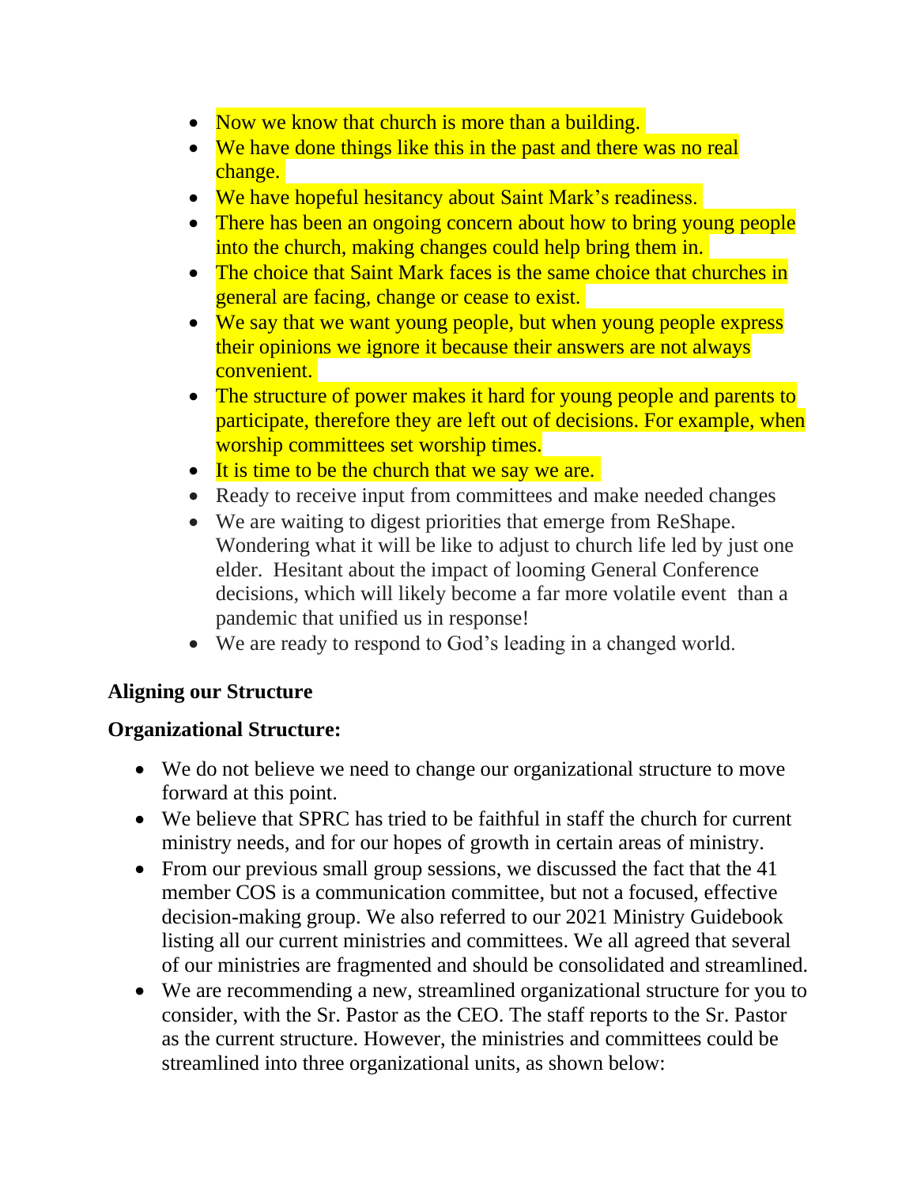- Now we know that church is more than a building.
- We have done things like this in the past and there was no real change.
- We have hopeful hesitancy about Saint Mark's readiness.
- There has been an ongoing concern about how to bring young people into the church, making changes could help bring them in.
- The choice that Saint Mark faces is the same choice that churches in general are facing, change or cease to exist.
- We say that we want young people, but when young people express their opinions we ignore it because their answers are not always convenient.
- The structure of power makes it hard for young people and parents to participate, therefore they are left out of decisions. For example, when worship committees set worship times.
- It is time to be the church that we say we are.
- Ready to receive input from committees and make needed changes
- We are waiting to digest priorities that emerge from ReShape. Wondering what it will be like to adjust to church life led by just one elder. Hesitant about the impact of looming General Conference decisions, which will likely become a far more volatile event than a pandemic that unified us in response!
- We are ready to respond to God's leading in a changed world.

**Aligning our Structure**

**Organizational Structure:**

- We do not believe we need to change our organizational structure to move forward at this point.
- We believe that SPRC has tried to be faithful in staff the church for current ministry needs, and for our hopes of growth in certain areas of ministry.
- From our previous small group sessions, we discussed the fact that the 41 member COS is a communication committee, but not a focused, effective decision-making group. We also referred to our 2021 Ministry Guidebook listing all our current ministries and committees. We all agreed that several of our ministries are fragmented and should be consolidated and streamlined.
- We are recommending a new, streamlined organizational structure for you to consider, with the Sr. Pastor as the CEO. The staff reports to the Sr. Pastor as the current structure. However, the ministries and committees could be streamlined into three organizational units, as shown below: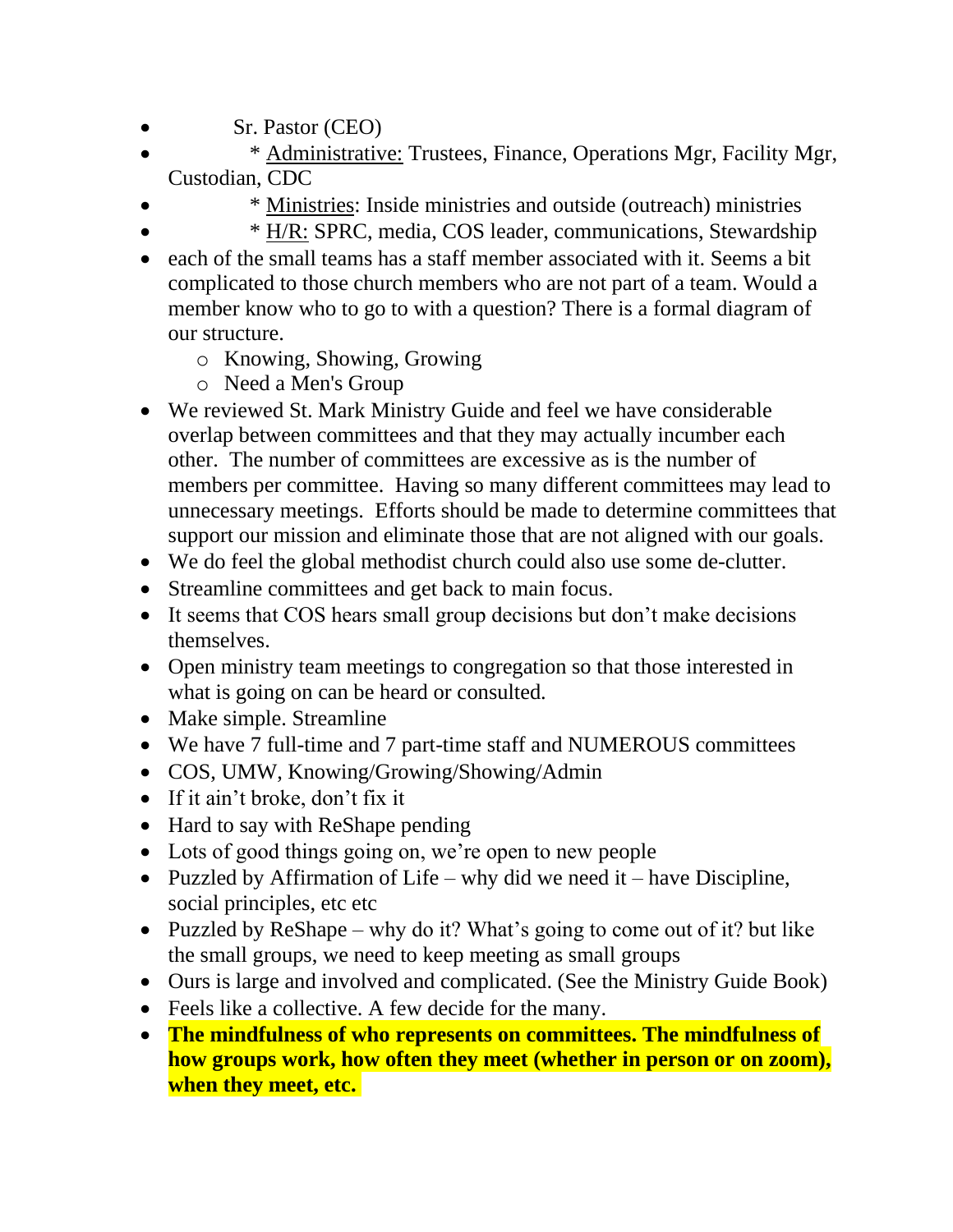- Sr. Pastor (CEO)
- * Administrative: Trustees, Finance, Operations Mgr, Facility Mgr, Custodian, CDC
- * Ministries: Inside ministries and outside (outreach) ministries
- * H/R: SPRC, media, COS leader, communications, Stewardship
- each of the small teams has a staff member associated with it. Seems a bit complicated to those church members who are not part of a team. Would a member know who to go to with a question? There is a formal diagram of our structure.
  - Knowing, Showing, Growing
  - Need a Men's Group
- We reviewed St. Mark Ministry Guide and feel we have considerable overlap between committees and that they may actually incumber each other. The number of committees are excessive as is the number of members per committee. Having so many different committees may lead to unnecessary meetings. Efforts should be made to determine committees that support our mission and eliminate those that are not aligned with our goals.
- We do feel the global methodist church could also use some de-clutter.
- Streamline committees and get back to main focus.
- It seems that COS hears small group decisions but don't make decisions themselves.
- Open ministry team meetings to congregation so that those interested in what is going on can be heard or consulted.
- Make simple. Streamline
- We have 7 full-time and 7 part-time staff and NUMEROUS committees
- COS, UMW, Knowing/Growing/Showing/Admin
- If it ain't broke, don't fix it
- Hard to say with ReShape pending
- Lots of good things going on, we're open to new people
- Puzzled by Affirmation of Life – why did we need it – have Discipline, social principles, etc etc
- Puzzled by ReShape – why do it? What's going to come out of it? but like the small groups, we need to keep meeting as small groups
- Ours is large and involved and complicated. (See the Ministry Guide Book)
- Feels like a collective. A few decide for the many.
- **The mindfulness of who represents on committees. The mindfulness of how groups work, how often they meet (whether in person or on zoom), when they meet, etc.**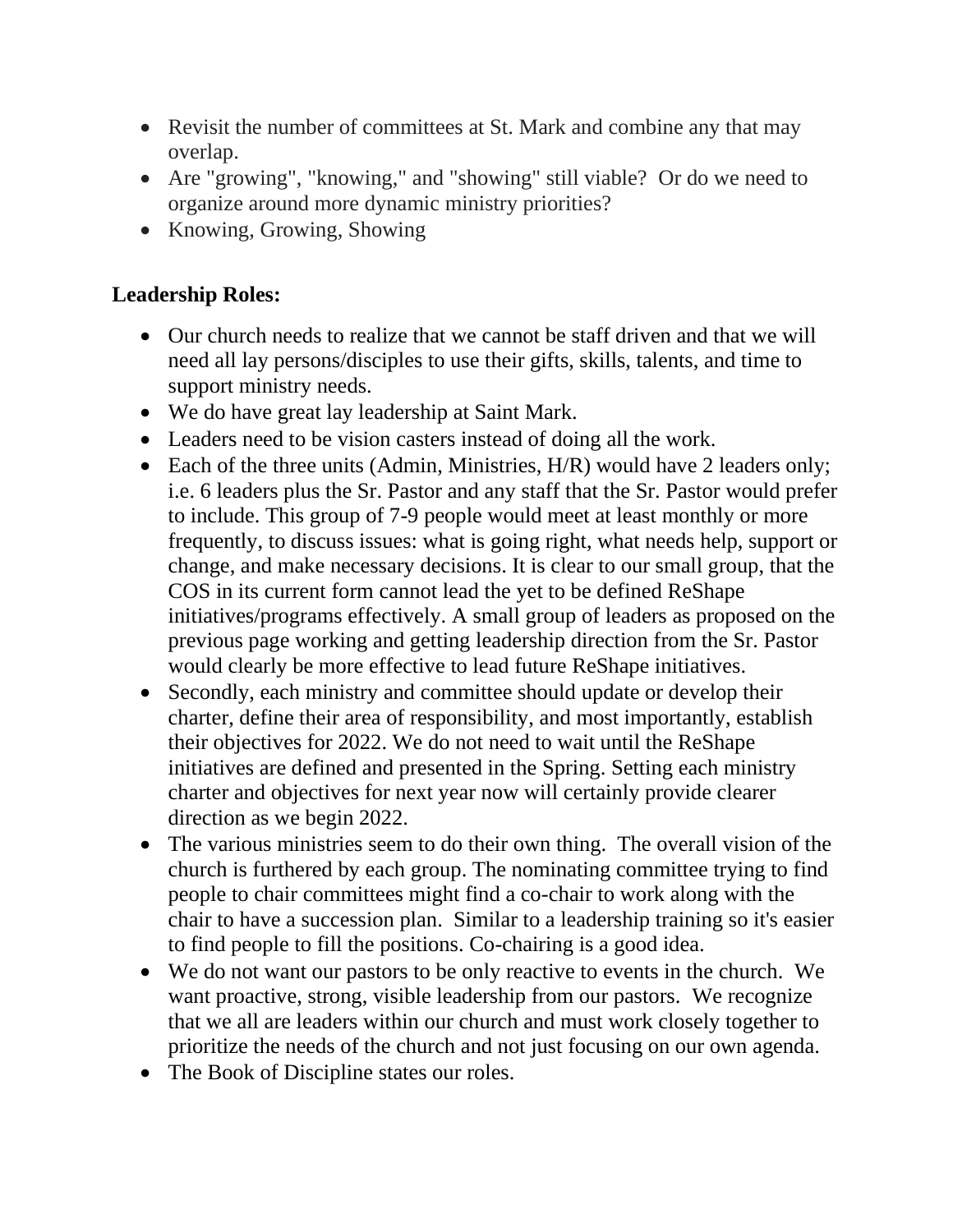- Revisit the number of committees at St. Mark and combine any that may overlap.
- Are "growing", "knowing," and "showing" still viable? Or do we need to organize around more dynamic ministry priorities?
- Knowing, Growing, Showing

**Leadership Roles:**

- Our church needs to realize that we cannot be staff driven and that we will need all lay persons/disciples to use their gifts, skills, talents, and time to support ministry needs.
- We do have great lay leadership at Saint Mark.
- Leaders need to be vision casters instead of doing all the work.
- Each of the three units (Admin, Ministries, H/R) would have 2 leaders only; i.e. 6 leaders plus the Sr. Pastor and any staff that the Sr. Pastor would prefer to include. This group of 7-9 people would meet at least monthly or more frequently, to discuss issues: what is going right, what needs help, support or change, and make necessary decisions. It is clear to our small group, that the COS in its current form cannot lead the yet to be defined ReShape initiatives/programs effectively. A small group of leaders as proposed on the previous page working and getting leadership direction from the Sr. Pastor would clearly be more effective to lead future ReShape initiatives.
- Secondly, each ministry and committee should update or develop their charter, define their area of responsibility, and most importantly, establish their objectives for 2022. We do not need to wait until the ReShape initiatives are defined and presented in the Spring. Setting each ministry charter and objectives for next year now will certainly provide clearer direction as we begin 2022.
- The various ministries seem to do their own thing. The overall vision of the church is furthered by each group. The nominating committee trying to find people to chair committees might find a co-chair to work along with the chair to have a succession plan. Similar to a leadership training so it's easier to find people to fill the positions. Co-chairing is a good idea.
- We do not want our pastors to be only reactive to events in the church. We want proactive, strong, visible leadership from our pastors. We recognize that we all are leaders within our church and must work closely together to prioritize the needs of the church and not just focusing on our own agenda.
- The Book of Discipline states our roles.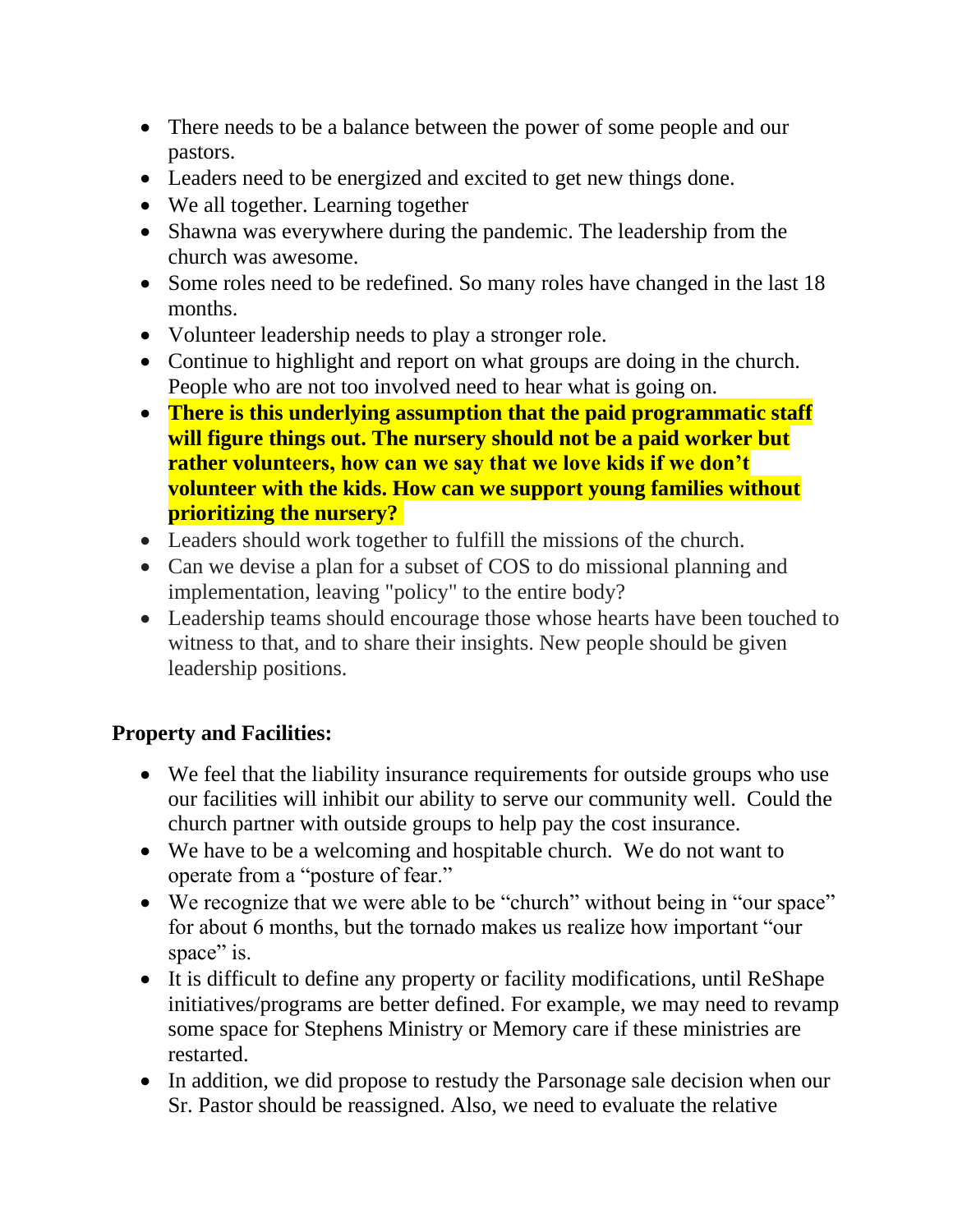- There needs to be a balance between the power of some people and our pastors.
- Leaders need to be energized and excited to get new things done.
- We all together. Learning together
- Shawna was everywhere during the pandemic. The leadership from the church was awesome.
- Some roles need to be redefined. So many roles have changed in the last 18 months.
- Volunteer leadership needs to play a stronger role.
- Continue to highlight and report on what groups are doing in the church. People who are not too involved need to hear what is going on.
- **There is this underlying assumption that the paid programmatic staff will figure things out. The nursery should not be a paid worker but rather volunteers, how can we say that we love kids if we don't volunteer with the kids. How can we support young families without prioritizing the nursery?**
- Leaders should work together to fulfill the missions of the church.
- Can we devise a plan for a subset of COS to do missional planning and implementation, leaving "policy" to the entire body?
- Leadership teams should encourage those whose hearts have been touched to witness to that, and to share their insights. New people should be given leadership positions.

**Property and Facilities:**

- We feel that the liability insurance requirements for outside groups who use our facilities will inhibit our ability to serve our community well. Could the church partner with outside groups to help pay the cost insurance.
- We have to be a welcoming and hospitable church. We do not want to operate from a "posture of fear."
- We recognize that we were able to be "church" without being in "our space" for about 6 months, but the tornado makes us realize how important "our space" is.
- It is difficult to define any property or facility modifications, until ReShape initiatives/programs are better defined. For example, we may need to revamp some space for Stephens Ministry or Memory care if these ministries are restarted.
- In addition, we did propose to restudy the Parsonage sale decision when our Sr. Pastor should be reassigned. Also, we need to evaluate the relative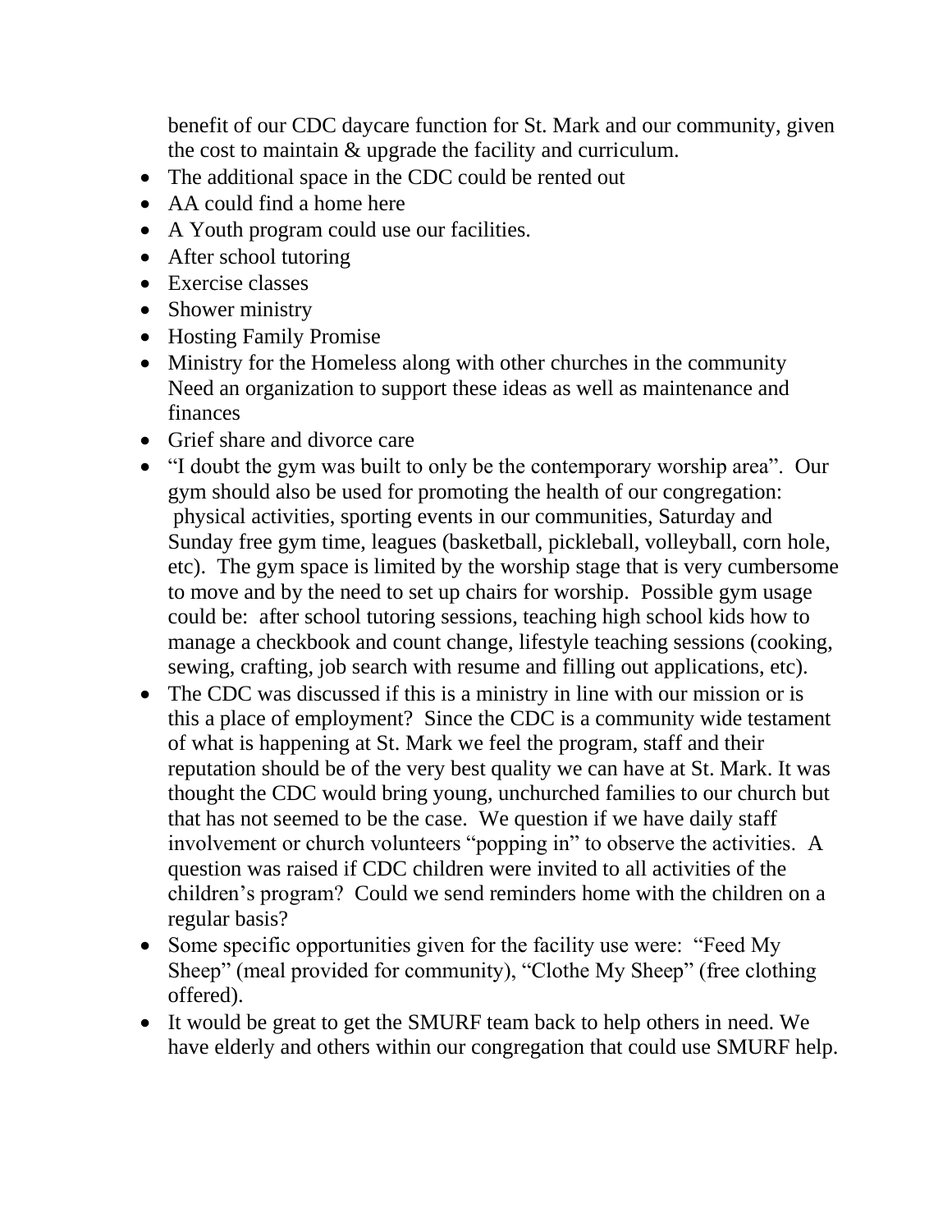benefit of our CDC daycare function for St. Mark and our community, given the cost to maintain & upgrade the facility and curriculum.

- The additional space in the CDC could be rented out
- AA could find a home here
- A Youth program could use our facilities.
- After school tutoring
- Exercise classes
- Shower ministry
- Hosting Family Promise
- Ministry for the Homeless along with other churches in the community Need an organization to support these ideas as well as maintenance and finances
- Grief share and divorce care
- "I doubt the gym was built to only be the contemporary worship area". Our gym should also be used for promoting the health of our congregation: physical activities, sporting events in our communities, Saturday and Sunday free gym time, leagues (basketball, pickleball, volleyball, corn hole, etc). The gym space is limited by the worship stage that is very cumbersome to move and by the need to set up chairs for worship. Possible gym usage could be: after school tutoring sessions, teaching high school kids how to manage a checkbook and count change, lifestyle teaching sessions (cooking, sewing, crafting, job search with resume and filling out applications, etc).
- The CDC was discussed if this is a ministry in line with our mission or is this a place of employment? Since the CDC is a community wide testament of what is happening at St. Mark we feel the program, staff and their reputation should be of the very best quality we can have at St. Mark. It was thought the CDC would bring young, unchurched families to our church but that has not seemed to be the case. We question if we have daily staff involvement or church volunteers "popping in" to observe the activities. A question was raised if CDC children were invited to all activities of the children's program? Could we send reminders home with the children on a regular basis?
- Some specific opportunities given for the facility use were: "Feed My Sheep" (meal provided for community), "Clothe My Sheep" (free clothing offered).
- It would be great to get the SMURF team back to help others in need. We have elderly and others within our congregation that could use SMURF help.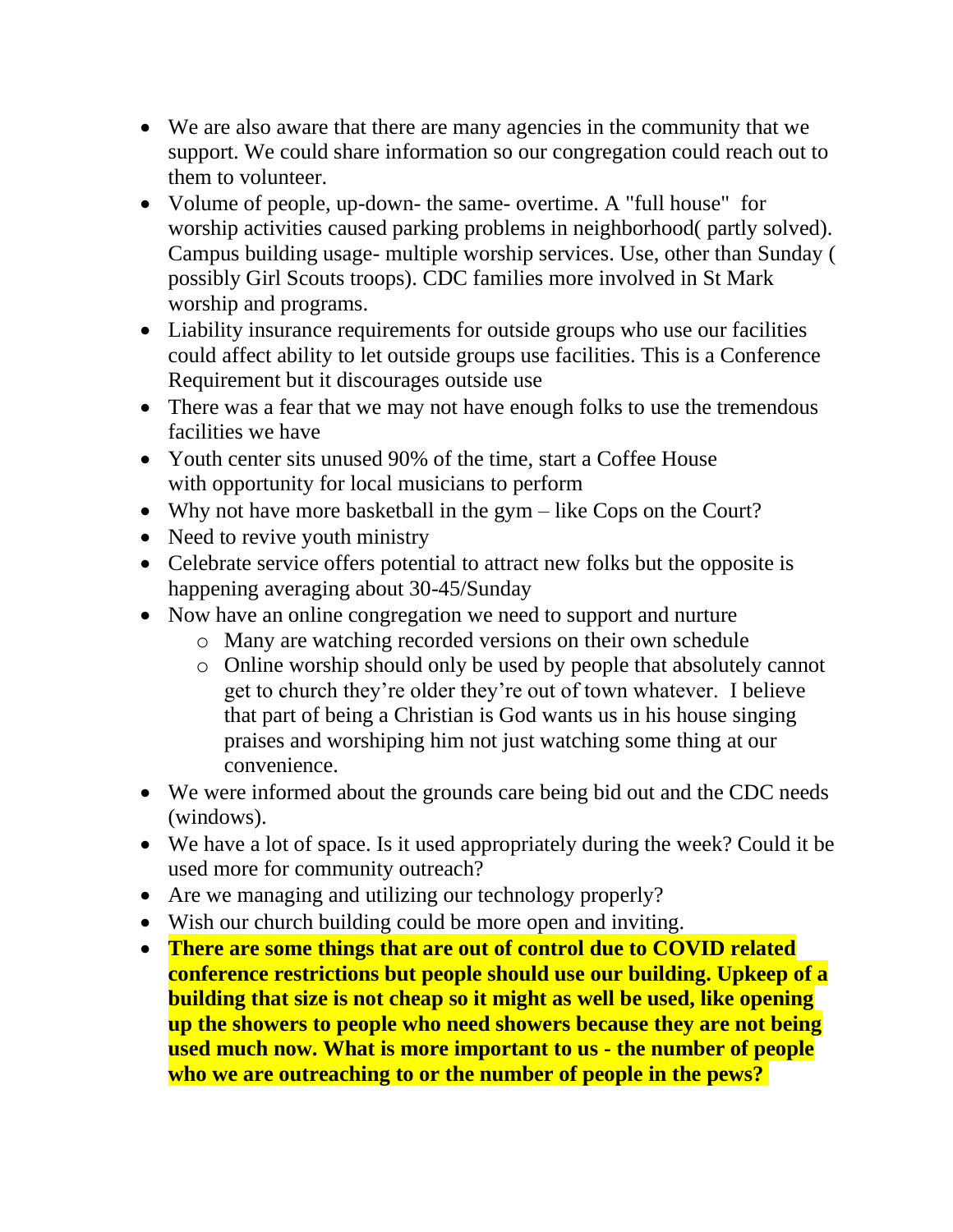- We are also aware that there are many agencies in the community that we support. We could share information so our congregation could reach out to them to volunteer.
- Volume of people, up-down- the same- overtime. A "full house" for worship activities caused parking problems in neighborhood( partly solved). Campus building usage- multiple worship services. Use, other than Sunday ( possibly Girl Scouts troops). CDC families more involved in St Mark worship and programs.
- Liability insurance requirements for outside groups who use our facilities could affect ability to let outside groups use facilities. This is a Conference Requirement but it discourages outside use
- There was a fear that we may not have enough folks to use the tremendous facilities we have
- Youth center sits unused 90% of the time, start a Coffee House with opportunity for local musicians to perform
- Why not have more basketball in the gym – like Cops on the Court?
- Need to revive youth ministry
- Celebrate service offers potential to attract new folks but the opposite is happening averaging about 30-45/Sunday
- Now have an online congregation we need to support and nurture
  - Many are watching recorded versions on their own schedule
  - Online worship should only be used by people that absolutely cannot get to church they're older they're out of town whatever. I believe that part of being a Christian is God wants us in his house singing praises and worshiping him not just watching some thing at our convenience.
- We were informed about the grounds care being bid out and the CDC needs (windows).
- We have a lot of space. Is it used appropriately during the week? Could it be used more for community outreach?
- Are we managing and utilizing our technology properly?
- Wish our church building could be more open and inviting.
- **There are some things that are out of control due to COVID related conference restrictions but people should use our building. Upkeep of a building that size is not cheap so it might as well be used, like opening up the showers to people who need showers because they are not being used much now. What is more important to us - the number of people who we are outreaching to or the number of people in the pews?**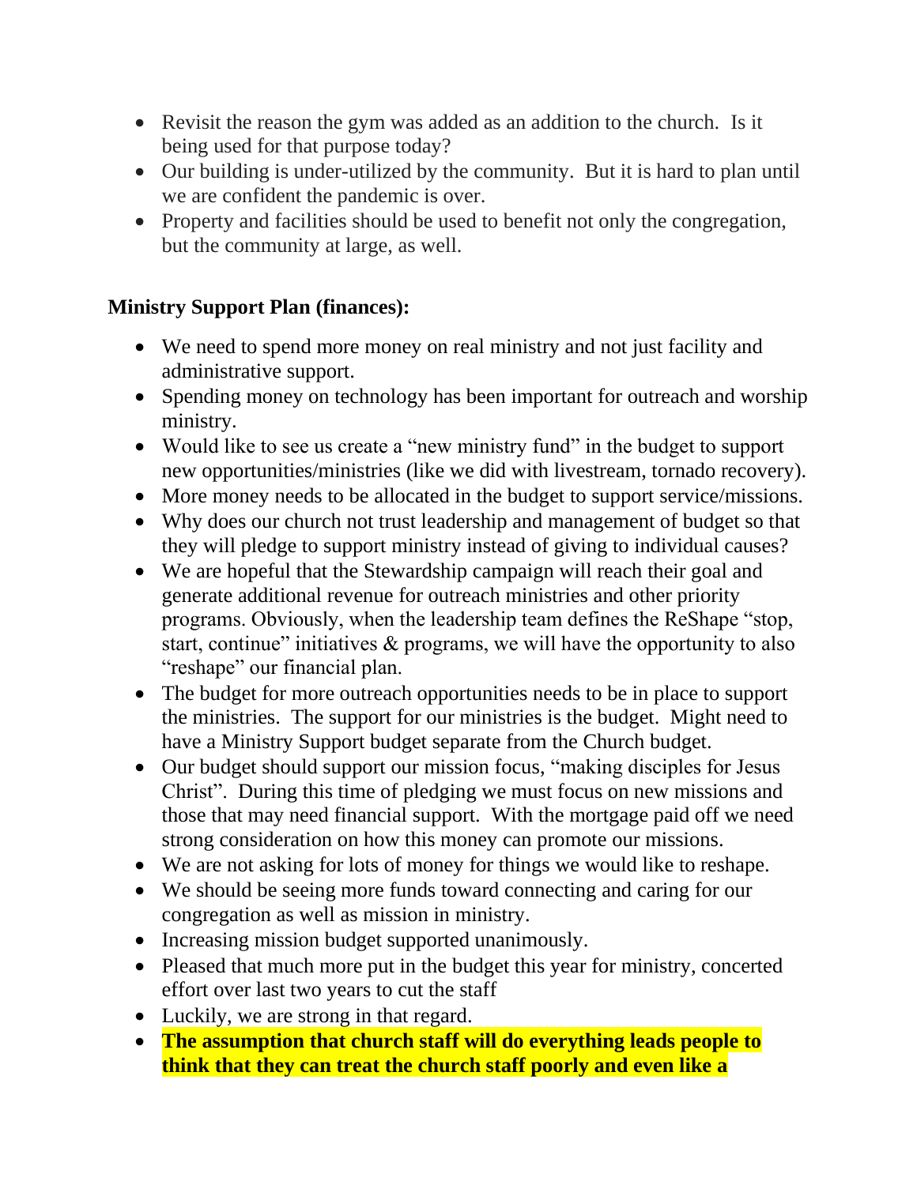- Revisit the reason the gym was added as an addition to the church. Is it being used for that purpose today?
- Our building is under-utilized by the community. But it is hard to plan until we are confident the pandemic is over.
- Property and facilities should be used to benefit not only the congregation, but the community at large, as well.

**Ministry Support Plan (finances):**

- We need to spend more money on real ministry and not just facility and administrative support.
- Spending money on technology has been important for outreach and worship ministry.
- Would like to see us create a "new ministry fund" in the budget to support new opportunities/ministries (like we did with livestream, tornado recovery).
- More money needs to be allocated in the budget to support service/missions.
- Why does our church not trust leadership and management of budget so that they will pledge to support ministry instead of giving to individual causes?
- We are hopeful that the Stewardship campaign will reach their goal and generate additional revenue for outreach ministries and other priority programs. Obviously, when the leadership team defines the ReShape "stop, start, continue" initiatives & programs, we will have the opportunity to also "reshape" our financial plan.
- The budget for more outreach opportunities needs to be in place to support the ministries. The support for our ministries is the budget. Might need to have a Ministry Support budget separate from the Church budget.
- Our budget should support our mission focus, "making disciples for Jesus Christ". During this time of pledging we must focus on new missions and those that may need financial support. With the mortgage paid off we need strong consideration on how this money can promote our missions.
- We are not asking for lots of money for things we would like to reshape.
- We should be seeing more funds toward connecting and caring for our congregation as well as mission in ministry.
- Increasing mission budget supported unanimously.
- Pleased that much more put in the budget this year for ministry, concerted effort over last two years to cut the staff
- Luckily, we are strong in that regard.
- **The assumption that church staff will do everything leads people to think that they can treat the church staff poorly and even like a**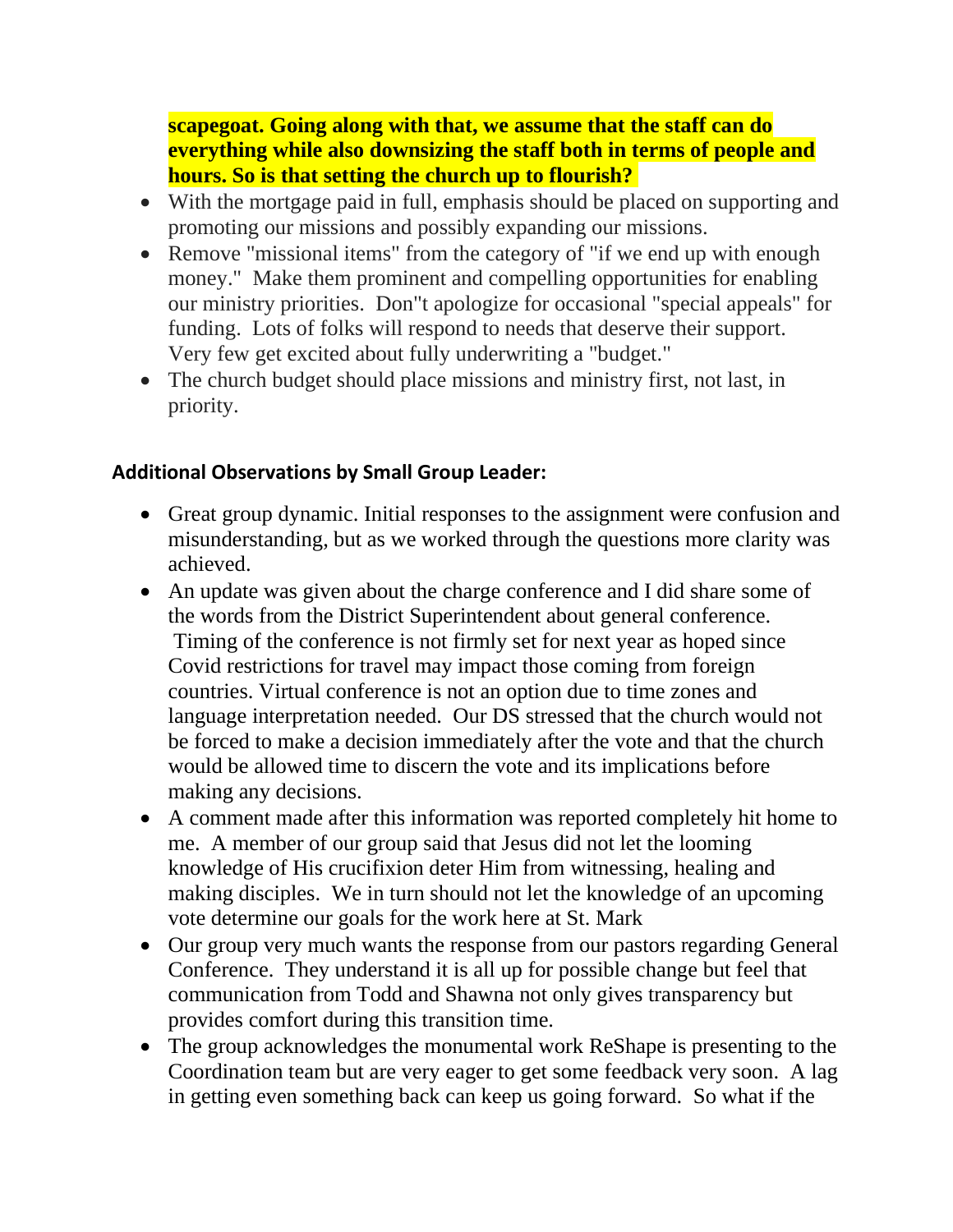**scapegoat. Going along with that, we assume that the staff can do everything while also downsizing the staff both in terms of people and hours. So is that setting the church up to flourish?**

- With the mortgage paid in full, emphasis should be placed on supporting and promoting our missions and possibly expanding our missions.
- Remove "missional items" from the category of "if we end up with enough money." Make them prominent and compelling opportunities for enabling our ministry priorities. Don"t apologize for occasional "special appeals" for funding. Lots of folks will respond to needs that deserve their support. Very few get excited about fully underwriting a "budget."
- The church budget should place missions and ministry first, not last, in priority.

### Additional Observations by Small Group Leader:

- Great group dynamic. Initial responses to the assignment were confusion and misunderstanding, but as we worked through the questions more clarity was achieved.
- An update was given about the charge conference and I did share some of the words from the District Superintendent about general conference. Timing of the conference is not firmly set for next year as hoped since Covid restrictions for travel may impact those coming from foreign countries. Virtual conference is not an option due to time zones and language interpretation needed. Our DS stressed that the church would not be forced to make a decision immediately after the vote and that the church would be allowed time to discern the vote and its implications before making any decisions.
- A comment made after this information was reported completely hit home to me. A member of our group said that Jesus did not let the looming knowledge of His crucifixion deter Him from witnessing, healing and making disciples. We in turn should not let the knowledge of an upcoming vote determine our goals for the work here at St. Mark
- Our group very much wants the response from our pastors regarding General Conference. They understand it is all up for possible change but feel that communication from Todd and Shawna not only gives transparency but provides comfort during this transition time.
- The group acknowledges the monumental work ReShape is presenting to the Coordination team but are very eager to get some feedback very soon. A lag in getting even something back can keep us going forward. So what if the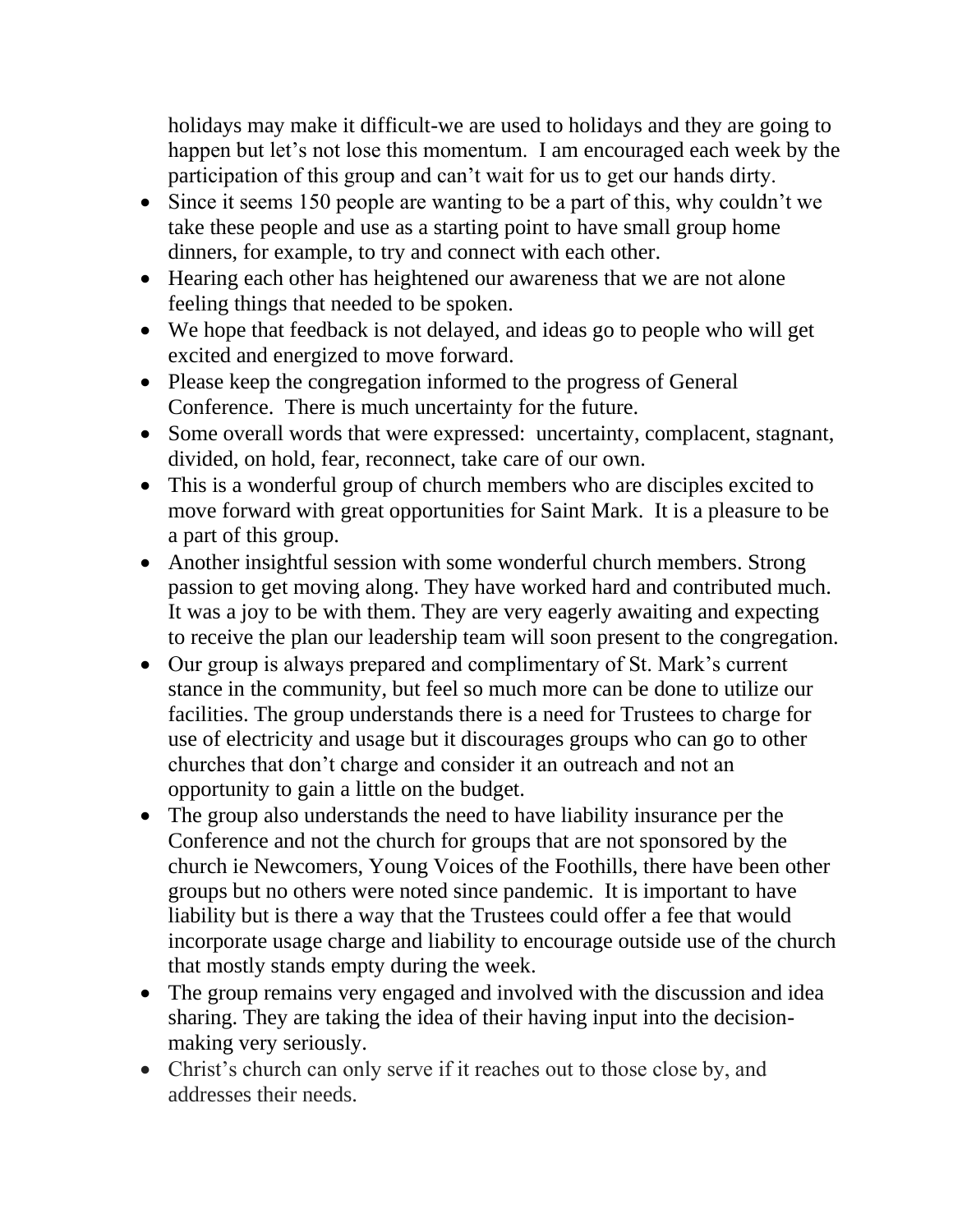holidays may make it difficult-we are used to holidays and they are going to happen but let's not lose this momentum. I am encouraged each week by the participation of this group and can't wait for us to get our hands dirty.

- Since it seems 150 people are wanting to be a part of this, why couldn't we take these people and use as a starting point to have small group home dinners, for example, to try and connect with each other.
- Hearing each other has heightened our awareness that we are not alone feeling things that needed to be spoken.
- We hope that feedback is not delayed, and ideas go to people who will get excited and energized to move forward.
- Please keep the congregation informed to the progress of General Conference. There is much uncertainty for the future.
- Some overall words that were expressed: uncertainty, complacent, stagnant, divided, on hold, fear, reconnect, take care of our own.
- This is a wonderful group of church members who are disciples excited to move forward with great opportunities for Saint Mark. It is a pleasure to be a part of this group.
- Another insightful session with some wonderful church members. Strong passion to get moving along. They have worked hard and contributed much. It was a joy to be with them. They are very eagerly awaiting and expecting to receive the plan our leadership team will soon present to the congregation.
- Our group is always prepared and complimentary of St. Mark's current stance in the community, but feel so much more can be done to utilize our facilities. The group understands there is a need for Trustees to charge for use of electricity and usage but it discourages groups who can go to other churches that don't charge and consider it an outreach and not an opportunity to gain a little on the budget.
- The group also understands the need to have liability insurance per the Conference and not the church for groups that are not sponsored by the church ie Newcomers, Young Voices of the Foothills, there have been other groups but no others were noted since pandemic. It is important to have liability but is there a way that the Trustees could offer a fee that would incorporate usage charge and liability to encourage outside use of the church that mostly stands empty during the week.
- The group remains very engaged and involved with the discussion and idea sharing. They are taking the idea of their having input into the decision-making very seriously.
- Christ's church can only serve if it reaches out to those close by, and addresses their needs.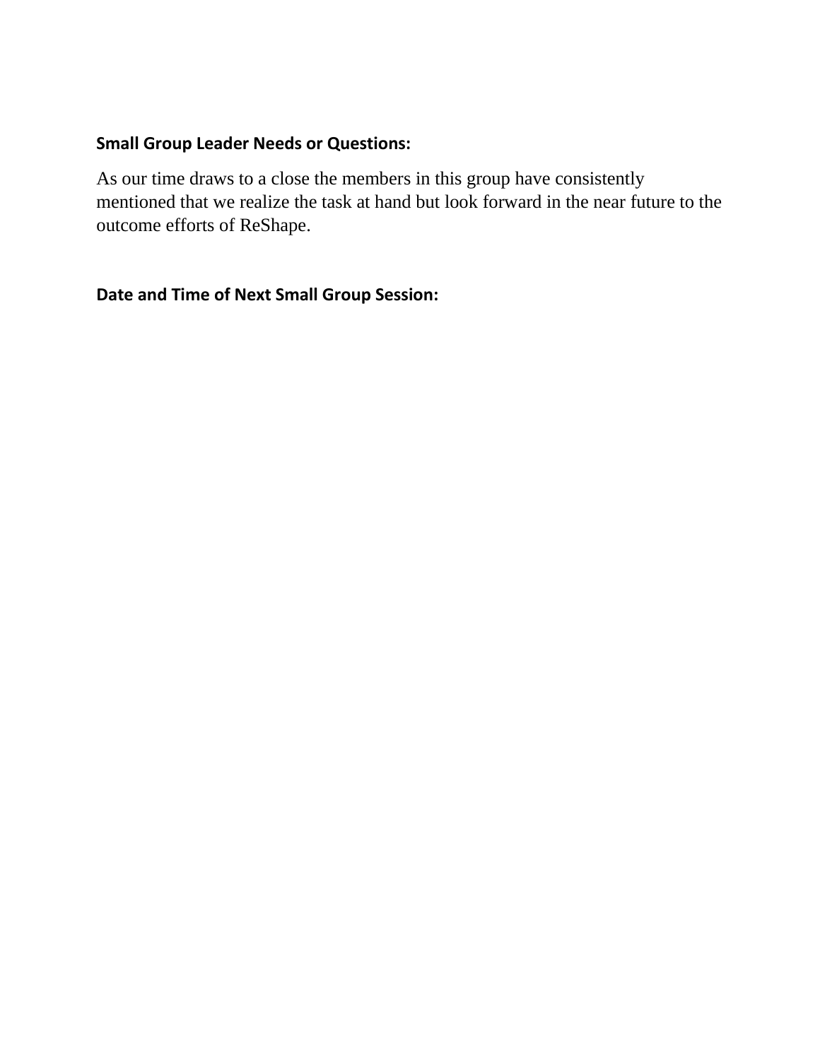**Small Group Leader Needs or Questions:**

As our time draws to a close the members in this group have consistently mentioned that we realize the task at hand but look forward in the near future to the outcome efforts of ReShape.

**Date and Time of Next Small Group Session:**